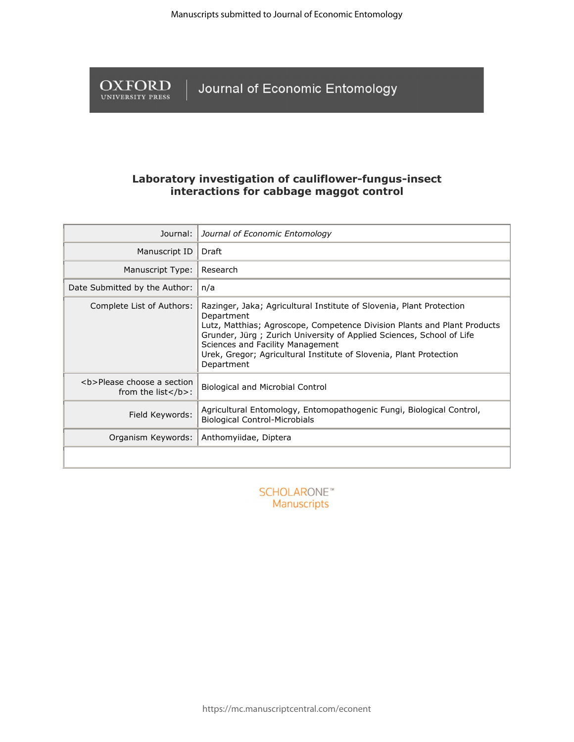# Laboratory investigation of cauliflower-fungus-insect interactions for cabbage maggot control

| | |
|---|---|
| Journal: | *Journal of Economic Entomology* |
| Manuscript ID | Draft |
| Manuscript Type: | Research |
| Date Submitted by the Author: | n/a |
| Complete List of Authors: | Razinger, Jaka; Agricultural Institute of Slovenia, Plant Protection Department<br>Lutz, Matthias; Agroscope, Competence Division Plants and Plant Products<br>Grunder, Jürg ; Zurich University of Applied Sciences, School of Life Sciences and Facility Management<br>Urek, Gregor; Agricultural Institute of Slovenia, Plant Protection Department |
| <b>Please choose a section from the list</b>: | Biological and Microbial Control |
| Field Keywords: | Agricultural Entomology, Entomopathogenic Fungi, Biological Control, Biological Control-Microbials |
| Organism Keywords: | Anthomyiidae, Diptera |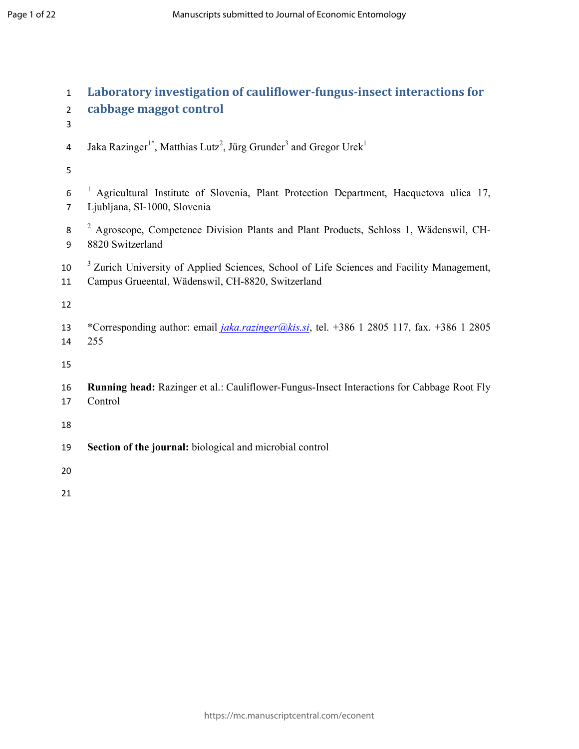# Laboratory investigation of cauliflower-fungus-insect interactions for cabbage maggot control

Jaka Razinger[1*], Matthias Lutz[2], Jürg Grunder[3] and Gregor Urek[1]

[1] Agricultural Institute of Slovenia, Plant Protection Department, Hacquetova ulica 17, Ljubljana, SI-1000, Slovenia

[2] Agroscope, Competence Division Plants and Plant Products, Schloss 1, Wädenswil, CH-8820 Switzerland

[3] Zurich University of Applied Sciences, School of Life Sciences and Facility Management, Campus Grueental, Wädenswil, CH-8820, Switzerland

*Corresponding author: email *jaka.razinger@kis.si*, tel. +386 1 2805 117, fax. +386 1 2805 255

**Running head:** Razinger et al.: Cauliflower-Fungus-Insect Interactions for Cabbage Root Fly Control

**Section of the journal:** biological and microbial control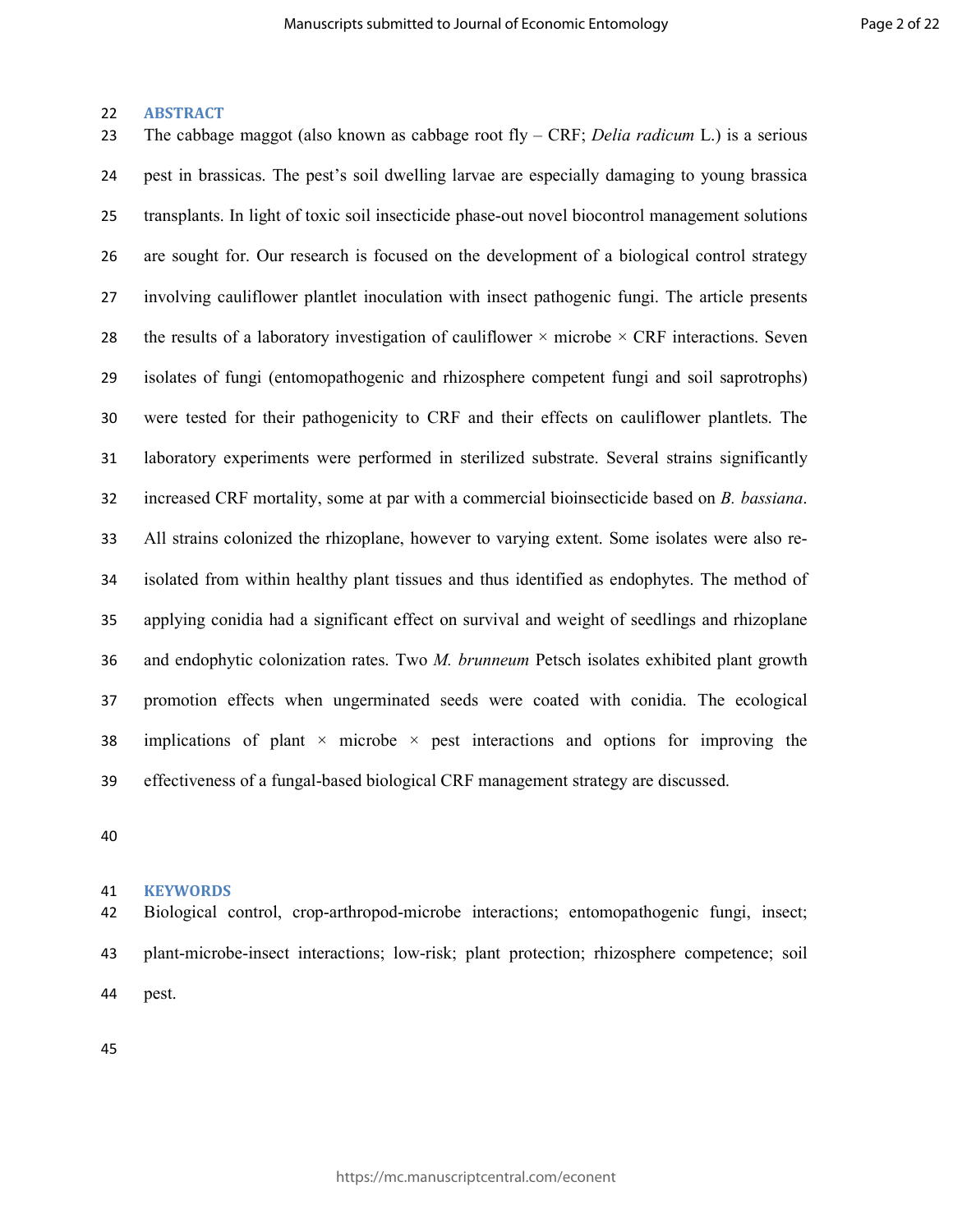## ABSTRACT

The cabbage maggot (also known as cabbage root fly – CRF; *Delia radicum* L.) is a serious pest in brassicas. The pest's soil dwelling larvae are especially damaging to young brassica transplants. In light of toxic soil insecticide phase-out novel biocontrol management solutions are sought for. Our research is focused on the development of a biological control strategy involving cauliflower plantlet inoculation with insect pathogenic fungi. The article presents the results of a laboratory investigation of cauliflower × microbe × CRF interactions. Seven isolates of fungi (entomopathogenic and rhizosphere competent fungi and soil saprotrophs) were tested for their pathogenicity to CRF and their effects on cauliflower plantlets. The laboratory experiments were performed in sterilized substrate. Several strains significantly increased CRF mortality, some at par with a commercial bioinsecticide based on *B. bassiana*. All strains colonized the rhizoplane, however to varying extent. Some isolates were also re-isolated from within healthy plant tissues and thus identified as endophytes. The method of applying conidia had a significant effect on survival and weight of seedlings and rhizoplane and endophytic colonization rates. Two *M. brunneum* Petsch isolates exhibited plant growth promotion effects when ungerminated seeds were coated with conidia. The ecological implications of plant × microbe × pest interactions and options for improving the effectiveness of a fungal-based biological CRF management strategy are discussed.

## KEYWORDS

Biological control, crop-arthropod-microbe interactions; entomopathogenic fungi, insect; plant-microbe-insect interactions; low-risk; plant protection; rhizosphere competence; soil pest.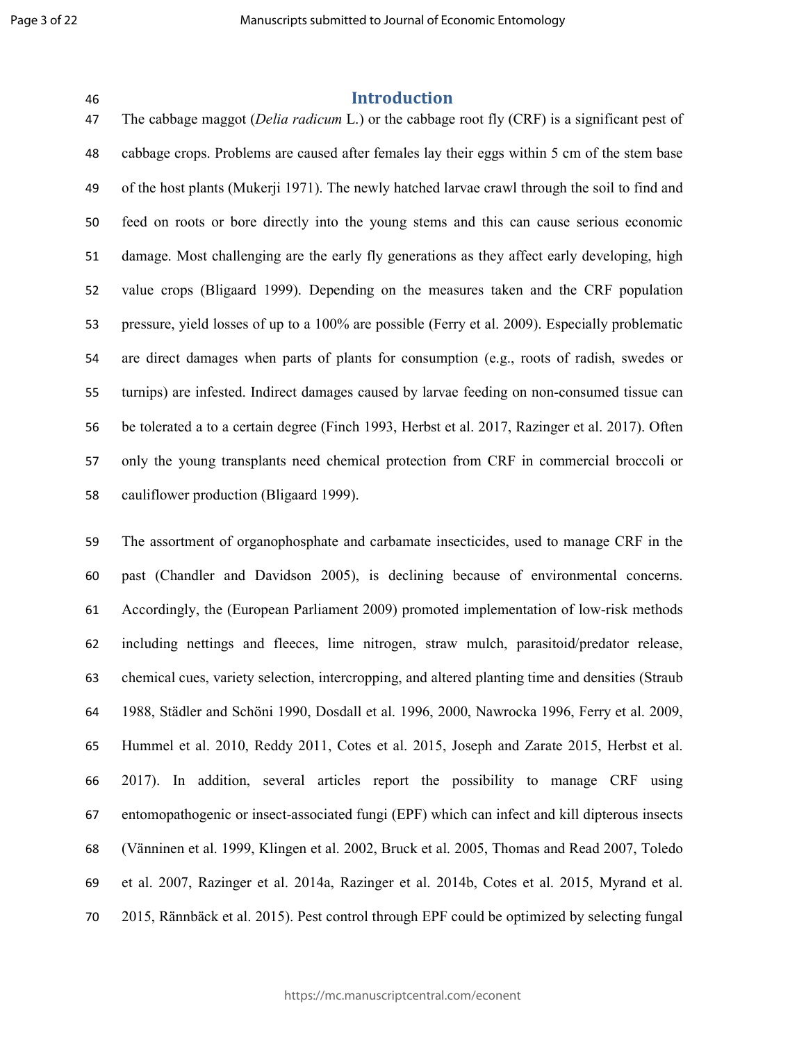## Introduction

The cabbage maggot (*Delia radicum* L.) or the cabbage root fly (CRF) is a significant pest of cabbage crops. Problems are caused after females lay their eggs within 5 cm of the stem base of the host plants (Mukerji 1971). The newly hatched larvae crawl through the soil to find and feed on roots or bore directly into the young stems and this can cause serious economic damage. Most challenging are the early fly generations as they affect early developing, high value crops (Bligaard 1999). Depending on the measures taken and the CRF population pressure, yield losses of up to a 100% are possible (Ferry et al. 2009). Especially problematic are direct damages when parts of plants for consumption (e.g., roots of radish, swedes or turnips) are infested. Indirect damages caused by larvae feeding on non-consumed tissue can be tolerated a to a certain degree (Finch 1993, Herbst et al. 2017, Razinger et al. 2017). Often only the young transplants need chemical protection from CRF in commercial broccoli or cauliflower production (Bligaard 1999).

The assortment of organophosphate and carbamate insecticides, used to manage CRF in the past (Chandler and Davidson 2005), is declining because of environmental concerns. Accordingly, the (European Parliament 2009) promoted implementation of low-risk methods including nettings and fleeces, lime nitrogen, straw mulch, parasitoid/predator release, chemical cues, variety selection, intercropping, and altered planting time and densities (Straub 1988, Städler and Schöni 1990, Dosdall et al. 1996, 2000, Nawrocka 1996, Ferry et al. 2009, Hummel et al. 2010, Reddy 2011, Cotes et al. 2015, Joseph and Zarate 2015, Herbst et al. 2017). In addition, several articles report the possibility to manage CRF using entomopathogenic or insect-associated fungi (EPF) which can infect and kill dipterous insects (Vänninen et al. 1999, Klingen et al. 2002, Bruck et al. 2005, Thomas and Read 2007, Toledo et al. 2007, Razinger et al. 2014a, Razinger et al. 2014b, Cotes et al. 2015, Myrand et al. 2015, Rännbäck et al. 2015). Pest control through EPF could be optimized by selecting fungal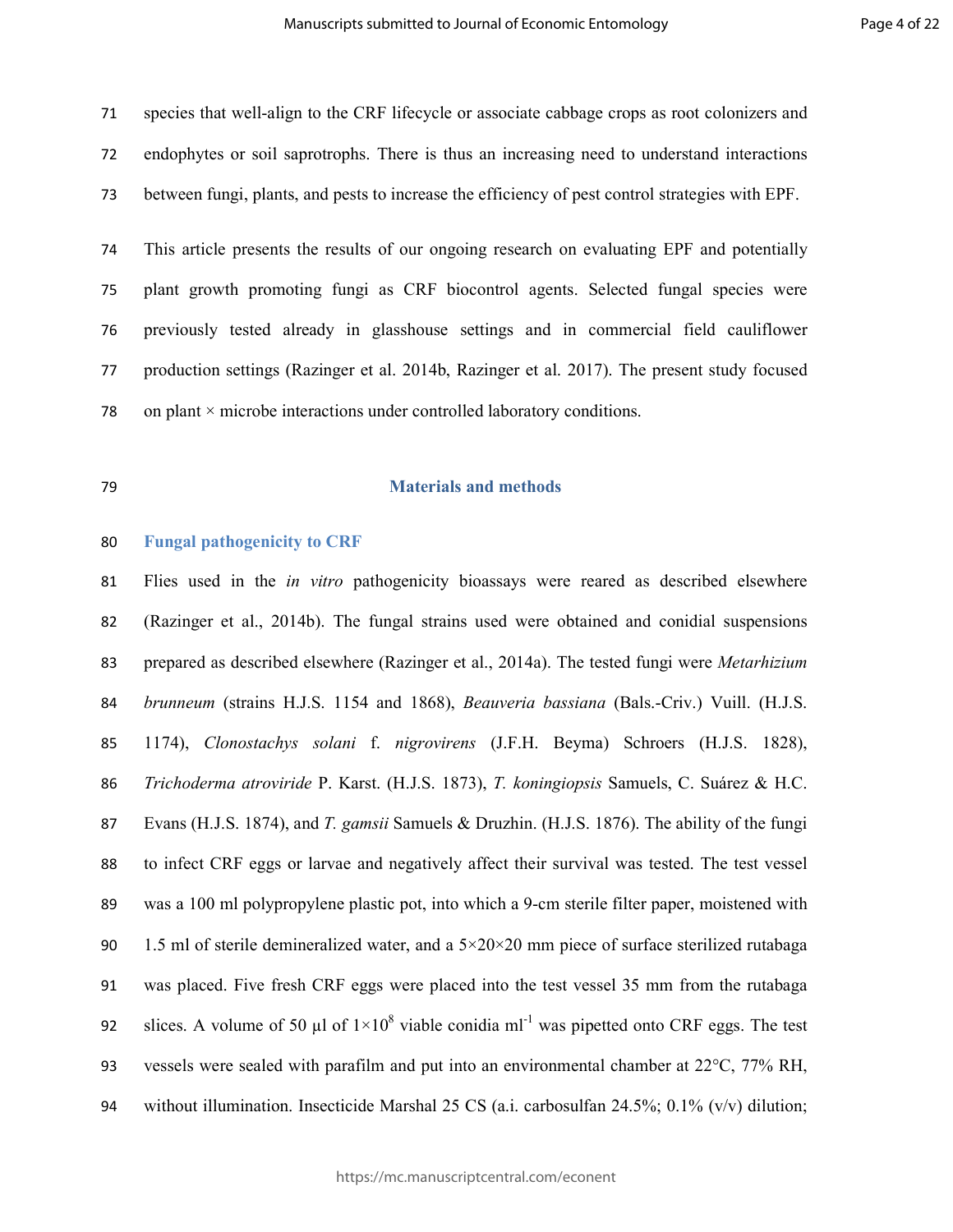species that well-align to the CRF lifecycle or associate cabbage crops as root colonizers and endophytes or soil saprotrophs. There is thus an increasing need to understand interactions between fungi, plants, and pests to increase the efficiency of pest control strategies with EPF.

This article presents the results of our ongoing research on evaluating EPF and potentially plant growth promoting fungi as CRF biocontrol agents. Selected fungal species were previously tested already in glasshouse settings and in commercial field cauliflower production settings (Razinger et al. 2014b, Razinger et al. 2017). The present study focused on plant × microbe interactions under controlled laboratory conditions.

## Materials and methods

### Fungal pathogenicity to CRF

Flies used in the *in vitro* pathogenicity bioassays were reared as described elsewhere (Razinger et al., 2014b). The fungal strains used were obtained and conidial suspensions prepared as described elsewhere (Razinger et al., 2014a). The tested fungi were *Metarhizium brunneum* (strains H.J.S. 1154 and 1868), *Beauveria bassiana* (Bals.-Criv.) Vuill. (H.J.S. 1174), *Clonostachys solani* f. *nigrovirens* (J.F.H. Beyma) Schroers (H.J.S. 1828), *Trichoderma atroviride* P. Karst. (H.J.S. 1873), *T. koningiopsis* Samuels, C. Suárez & H.C. Evans (H.J.S. 1874), and *T. gamsii* Samuels & Druzhin. (H.J.S. 1876). The ability of the fungi to infect CRF eggs or larvae and negatively affect their survival was tested. The test vessel was a 100 ml polypropylene plastic pot, into which a 9-cm sterile filter paper, moistened with 1.5 ml of sterile demineralized water, and a 5×20×20 mm piece of surface sterilized rutabaga was placed. Five fresh CRF eggs were placed into the test vessel 35 mm from the rutabaga slices. A volume of 50 µl of $1\times10^{8}$ viable conidia $ml^{-1}$ was pipetted onto CRF eggs. The test vessels were sealed with parafilm and put into an environmental chamber at 22°C, 77% RH, without illumination. Insecticide Marshal 25 CS (a.i. carbosulfan 24.5%; 0.1% (v/v) dilution;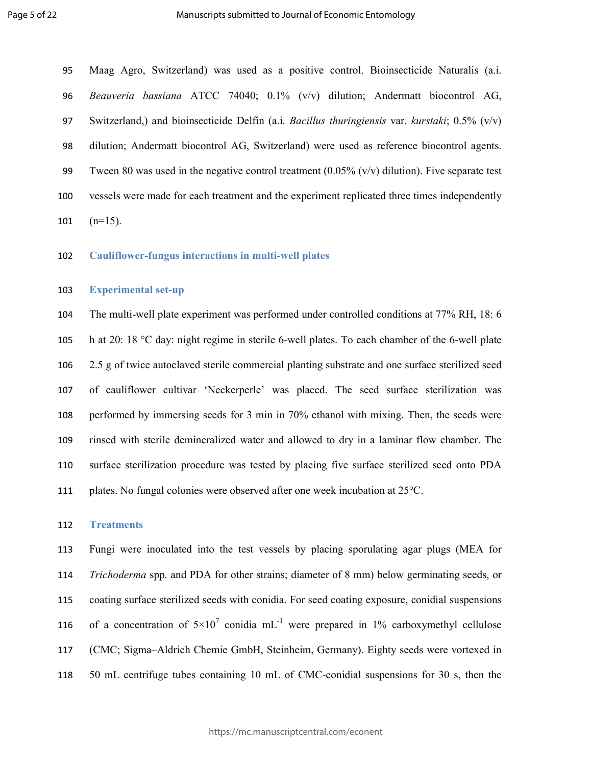Maag Agro, Switzerland) was used as a positive control. Bioinsecticide Naturalis (a.i. *Beauveria bassiana* ATCC 74040; 0.1% (v/v) dilution; Andermatt biocontrol AG, Switzerland,) and bioinsecticide Delfin (a.i. *Bacillus thuringiensis* var. *kurstaki*; 0.5% (v/v) dilution; Andermatt biocontrol AG, Switzerland) were used as reference biocontrol agents. Tween 80 was used in the negative control treatment (0.05% (v/v) dilution). Five separate test vessels were made for each treatment and the experiment replicated three times independently (n=15).

## Cauliflower-fungus interactions in multi-well plates

### Experimental set-up

The multi-well plate experiment was performed under controlled conditions at 77% RH, 18: 6 h at 20: 18 °C day: night regime in sterile 6-well plates. To each chamber of the 6-well plate 2.5 g of twice autoclaved sterile commercial planting substrate and one surface sterilized seed of cauliflower cultivar 'Neckerperle' was placed. The seed surface sterilization was performed by immersing seeds for 3 min in 70% ethanol with mixing. Then, the seeds were rinsed with sterile demineralized water and allowed to dry in a laminar flow chamber. The surface sterilization procedure was tested by placing five surface sterilized seed onto PDA plates. No fungal colonies were observed after one week incubation at 25°C.

### Treatments

Fungi were inoculated into the test vessels by placing sporulating agar plugs (MEA for *Trichoderma* spp. and PDA for other strains; diameter of 8 mm) below germinating seeds, or coating surface sterilized seeds with conidia. For seed coating exposure, conidial suspensions of a concentration of $5\times10^{7}$ conidia $mL^{-1}$ were prepared in 1% carboxymethyl cellulose (CMC; Sigma–Aldrich Chemie GmbH, Steinheim, Germany). Eighty seeds were vortexed in 50 mL centrifuge tubes containing 10 mL of CMC-conidial suspensions for 30 s, then the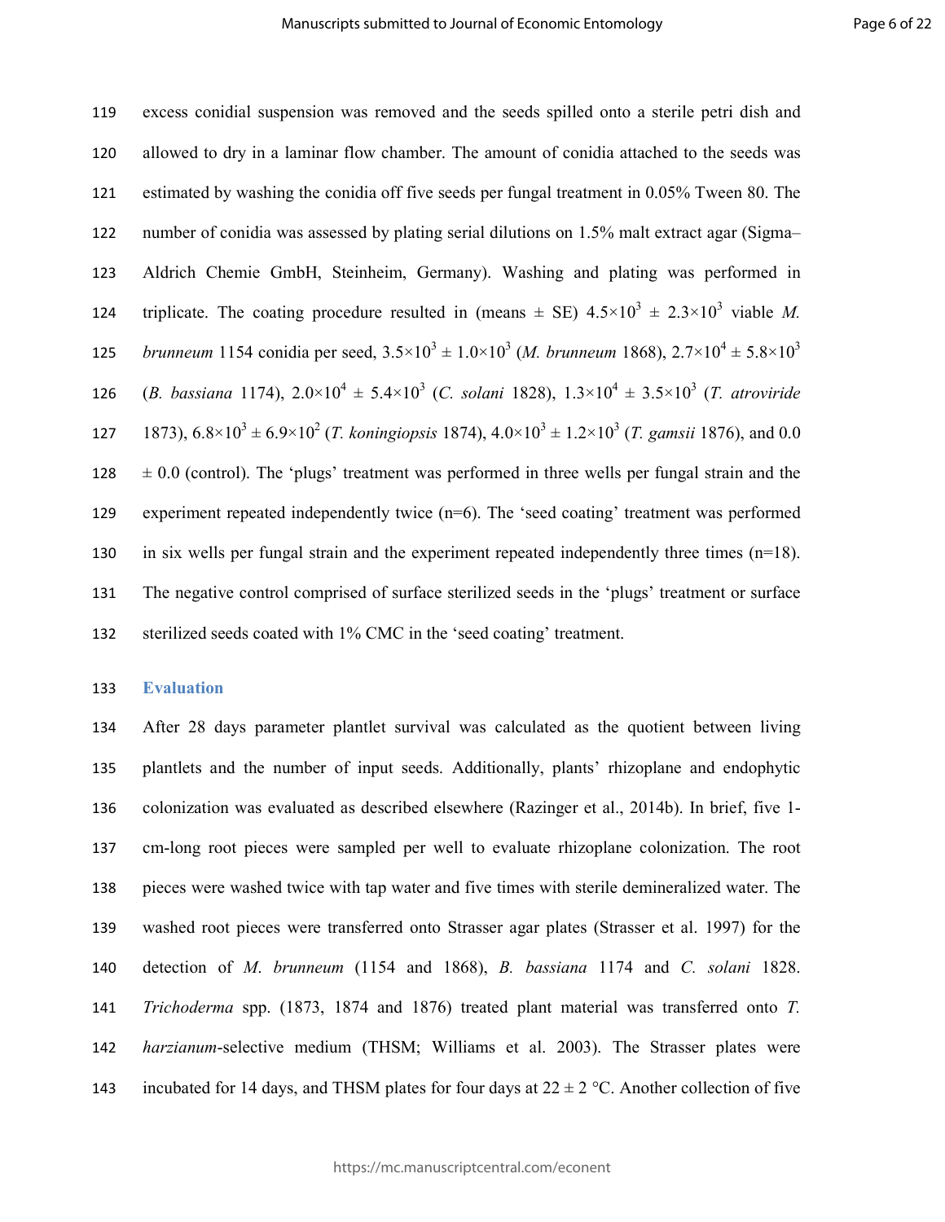excess conidial suspension was removed and the seeds spilled onto a sterile petri dish and allowed to dry in a laminar flow chamber. The amount of conidia attached to the seeds was estimated by washing the conidia off five seeds per fungal treatment in 0.05% Tween 80. The number of conidia was assessed by plating serial dilutions on 1.5% malt extract agar (Sigma–Aldrich Chemie GmbH, Steinheim, Germany). Washing and plating was performed in triplicate. The coating procedure resulted in (means ± SE) $4.5{\times}10^3 \pm 2.3{\times}10^3$ viable *M. brunneum* 1154 conidia per seed, $3.5{\times}10^3 \pm 1.0{\times}10^3$ (*M. brunneum* 1868), $2.7{\times}10^4 \pm 5.8{\times}10^3$ (*B. bassiana* 1174), $2.0{\times}10^4 \pm 5.4{\times}10^3$ (*C. solani* 1828), $1.3{\times}10^4 \pm 3.5{\times}10^3$ (*T. atroviride* 1873), $6.8{\times}10^3 \pm 6.9{\times}10^2$ (*T. koningiopsis* 1874), $4.0{\times}10^3 \pm 1.2{\times}10^3$ (*T. gamsii* 1876), and 0.0 ± 0.0 (control). The 'plugs' treatment was performed in three wells per fungal strain and the experiment repeated independently twice (n=6). The 'seed coating' treatment was performed in six wells per fungal strain and the experiment repeated independently three times (n=18). The negative control comprised of surface sterilized seeds in the 'plugs' treatment or surface sterilized seeds coated with 1% CMC in the 'seed coating' treatment.

## Evaluation

After 28 days parameter plantlet survival was calculated as the quotient between living plantlets and the number of input seeds. Additionally, plants' rhizoplane and endophytic colonization was evaluated as described elsewhere (Razinger et al., 2014b). In brief, five 1-cm-long root pieces were sampled per well to evaluate rhizoplane colonization. The root pieces were washed twice with tap water and five times with sterile demineralized water. The washed root pieces were transferred onto Strasser agar plates (Strasser et al. 1997) for the detection of *M. brunneum* (1154 and 1868), *B. bassiana* 1174 and *C. solani* 1828. *Trichoderma* spp. (1873, 1874 and 1876) treated plant material was transferred onto *T. harzianum*-selective medium (THSM; Williams et al. 2003). The Strasser plates were incubated for 14 days, and THSM plates for four days at 22 ± 2 °C. Another collection of five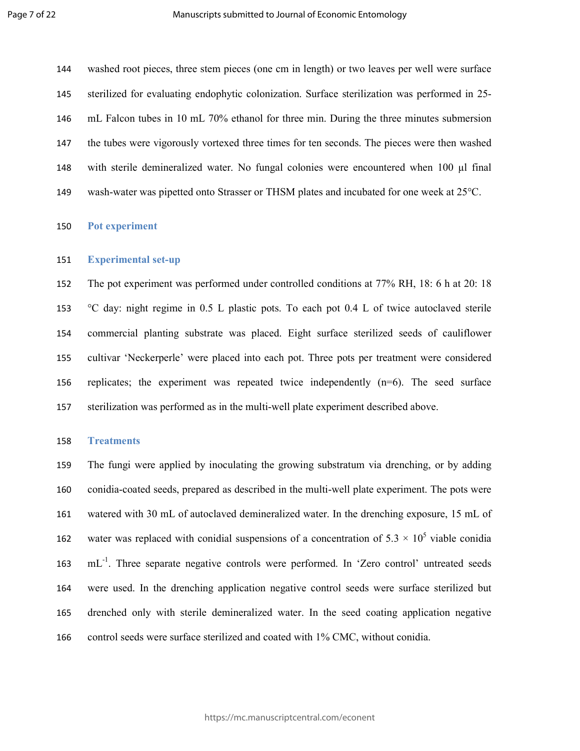washed root pieces, three stem pieces (one cm in length) or two leaves per well were surface sterilized for evaluating endophytic colonization. Surface sterilization was performed in 25-mL Falcon tubes in 10 mL 70% ethanol for three min. During the three minutes submersion the tubes were vigorously vortexed three times for ten seconds. The pieces were then washed with sterile demineralized water. No fungal colonies were encountered when 100 µl final wash-water was pipetted onto Strasser or THSM plates and incubated for one week at 25°C.

## Pot experiment

### Experimental set-up

The pot experiment was performed under controlled conditions at 77% RH, 18: 6 h at 20: 18 °C day: night regime in 0.5 L plastic pots. To each pot 0.4 L of twice autoclaved sterile commercial planting substrate was placed. Eight surface sterilized seeds of cauliflower cultivar 'Neckerperle' were placed into each pot. Three pots per treatment were considered replicates; the experiment was repeated twice independently (n=6). The seed surface sterilization was performed as in the multi-well plate experiment described above.

### Treatments

The fungi were applied by inoculating the growing substratum via drenching, or by adding conidia-coated seeds, prepared as described in the multi-well plate experiment. The pots were watered with 30 mL of autoclaved demineralized water. In the drenching exposure, 15 mL of water was replaced with conidial suspensions of a concentration of $5.3 \times 10^5$ viable conidia $mL^{-1}$. Three separate negative controls were performed. In 'Zero control' untreated seeds were used. In the drenching application negative control seeds were surface sterilized but drenched only with sterile demineralized water. In the seed coating application negative control seeds were surface sterilized and coated with 1% CMC, without conidia.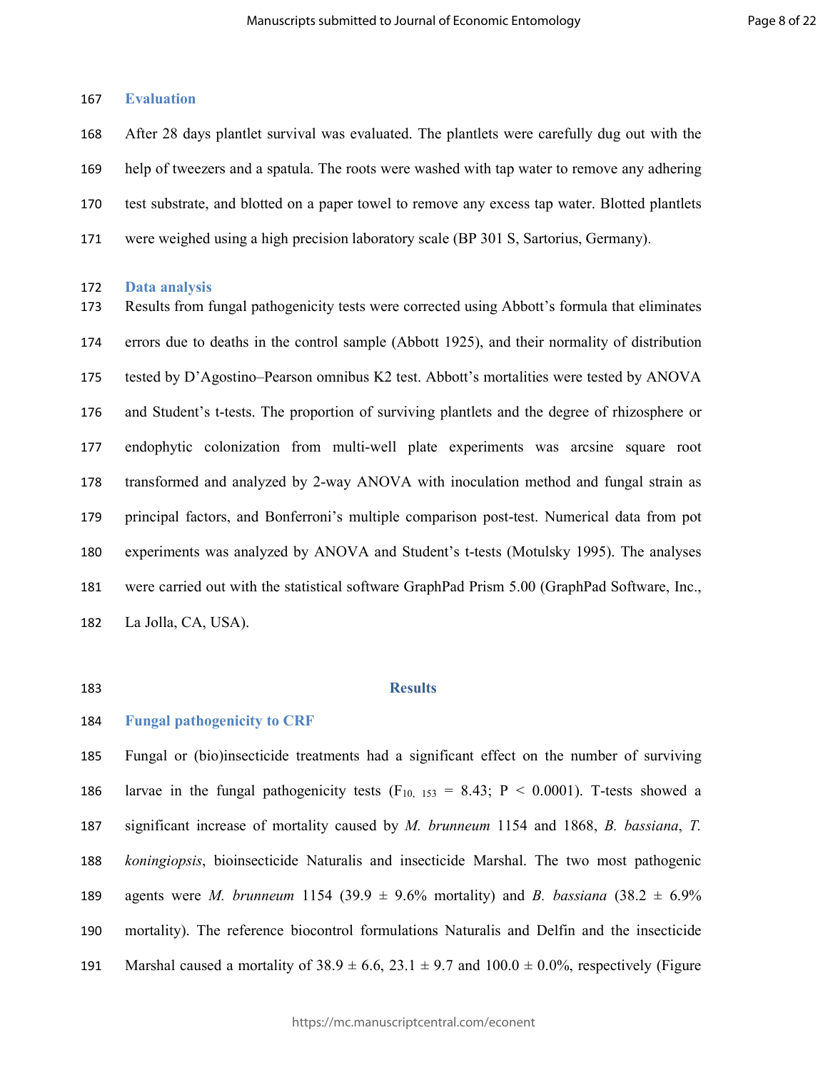### Evaluation

After 28 days plantlet survival was evaluated. The plantlets were carefully dug out with the help of tweezers and a spatula. The roots were washed with tap water to remove any adhering test substrate, and blotted on a paper towel to remove any excess tap water. Blotted plantlets were weighed using a high precision laboratory scale (BP 301 S, Sartorius, Germany).

### Data analysis

Results from fungal pathogenicity tests were corrected using Abbott's formula that eliminates errors due to deaths in the control sample (Abbott 1925), and their normality of distribution tested by D'Agostino–Pearson omnibus K2 test. Abbott's mortalities were tested by ANOVA and Student's t-tests. The proportion of surviving plantlets and the degree of rhizosphere or endophytic colonization from multi-well plate experiments was arcsine square root transformed and analyzed by 2-way ANOVA with inoculation method and fungal strain as principal factors, and Bonferroni's multiple comparison post-test. Numerical data from pot experiments was analyzed by ANOVA and Student's t-tests (Motulsky 1995). The analyses were carried out with the statistical software GraphPad Prism 5.00 (GraphPad Software, Inc., La Jolla, CA, USA).

## Results

### Fungal pathogenicity to CRF

Fungal or (bio)insecticide treatments had a significant effect on the number of surviving larvae in the fungal pathogenicity tests ($F_{10,\ 153} = 8.43$; $P < 0.0001$). T-tests showed a significant increase of mortality caused by *M. brunneum* 1154 and 1868, *B. bassiana*, *T. koningiopsis*, bioinsecticide Naturalis and insecticide Marshal. The two most pathogenic agents were *M. brunneum* 1154 (39.9 ± 9.6% mortality) and *B. bassiana* (38.2 ± 6.9% mortality). The reference biocontrol formulations Naturalis and Delfin and the insecticide Marshal caused a mortality of 38.9 ± 6.6, 23.1 ± 9.7 and 100.0 ± 0.0%, respectively (Figure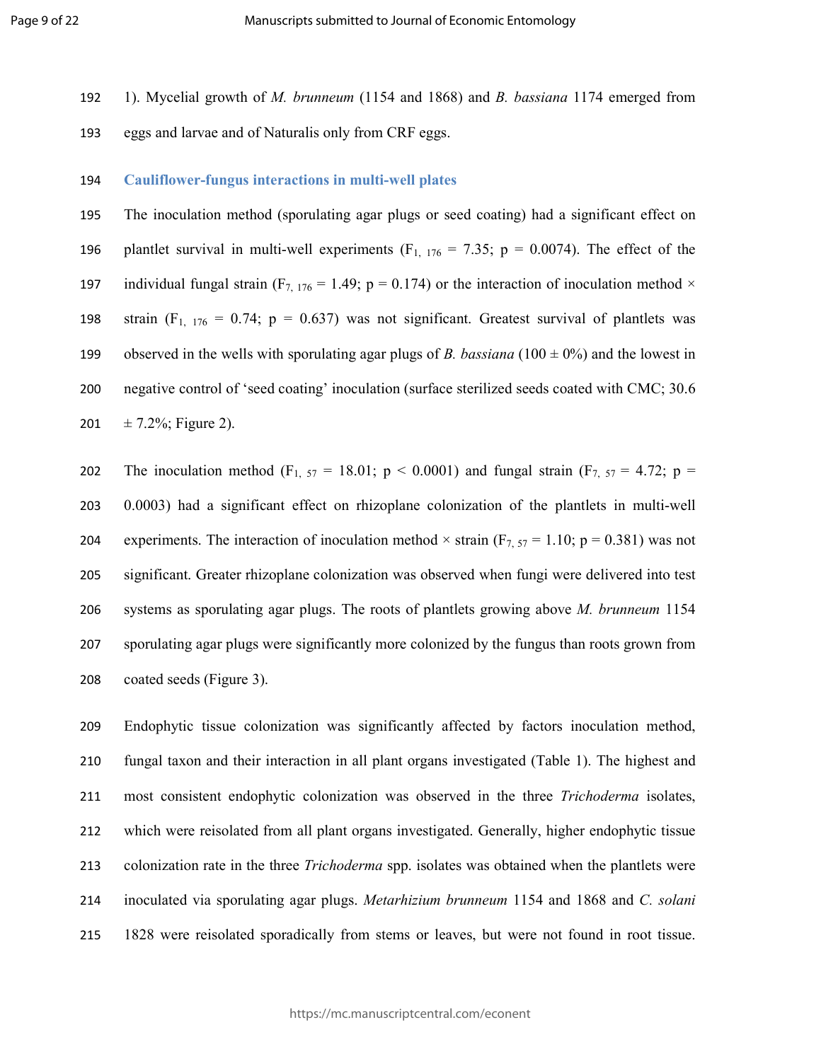1). Mycelial growth of *M. brunneum* (1154 and 1868) and *B. bassiana* 1174 emerged from eggs and larvae and of Naturalis only from CRF eggs.

### Cauliflower-fungus interactions in multi-well plates

The inoculation method (sporulating agar plugs or seed coating) had a significant effect on plantlet survival in multi-well experiments ($F_{1, 176} = 7.35$; $p = 0.0074$). The effect of the individual fungal strain ($F_{7, 176} = 1.49$; $p = 0.174$) or the interaction of inoculation method × strain ($F_{1, 176} = 0.74$; $p = 0.637$) was not significant. Greatest survival of plantlets was observed in the wells with sporulating agar plugs of *B. bassiana* (100 ± 0%) and the lowest in negative control of 'seed coating' inoculation (surface sterilized seeds coated with CMC; 30.6 ± 7.2%; Figure 2).

The inoculation method ($F_{1, 57} = 18.01$; $p < 0.0001$) and fungal strain ($F_{7, 57} = 4.72$; $p = 0.0003$) had a significant effect on rhizoplane colonization of the plantlets in multi-well experiments. The interaction of inoculation method × strain ($F_{7, 57} = 1.10$; $p = 0.381$) was not significant. Greater rhizoplane colonization was observed when fungi were delivered into test systems as sporulating agar plugs. The roots of plantlets growing above *M. brunneum* 1154 sporulating agar plugs were significantly more colonized by the fungus than roots grown from coated seeds (Figure 3).

Endophytic tissue colonization was significantly affected by factors inoculation method, fungal taxon and their interaction in all plant organs investigated (Table 1). The highest and most consistent endophytic colonization was observed in the three *Trichoderma* isolates, which were reisolated from all plant organs investigated. Generally, higher endophytic tissue colonization rate in the three *Trichoderma* spp. isolates was obtained when the plantlets were inoculated via sporulating agar plugs. *Metarhizium brunneum* 1154 and 1868 and *C. solani* 1828 were reisolated sporadically from stems or leaves, but were not found in root tissue.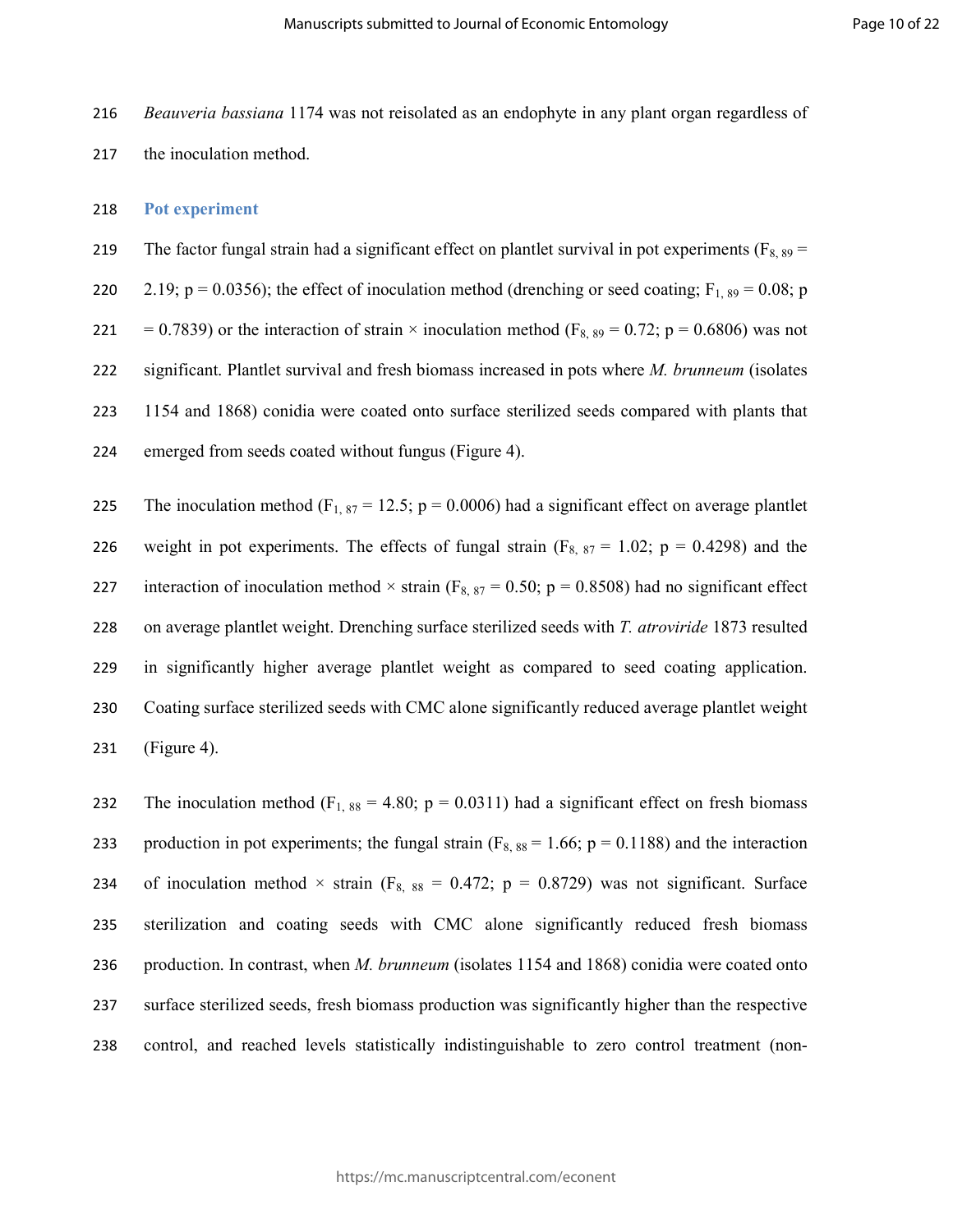*Beauveria bassiana* 1174 was not reisolated as an endophyte in any plant organ regardless of the inoculation method.

## Pot experiment

The factor fungal strain had a significant effect on plantlet survival in pot experiments ($F_{8, 89}$ = 2.19; p = 0.0356); the effect of inoculation method (drenching or seed coating; $F_{1, 89}$ = 0.08; p = 0.7839) or the interaction of strain × inoculation method ($F_{8, 89}$ = 0.72; p = 0.6806) was not significant. Plantlet survival and fresh biomass increased in pots where *M. brunneum* (isolates 1154 and 1868) conidia were coated onto surface sterilized seeds compared with plants that emerged from seeds coated without fungus (Figure 4).

The inoculation method ($F_{1, 87}$ = 12.5; p = 0.0006) had a significant effect on average plantlet weight in pot experiments. The effects of fungal strain ($F_{8, 87}$ = 1.02; p = 0.4298) and the interaction of inoculation method × strain ($F_{8, 87}$ = 0.50; p = 0.8508) had no significant effect on average plantlet weight. Drenching surface sterilized seeds with *T. atroviride* 1873 resulted in significantly higher average plantlet weight as compared to seed coating application. Coating surface sterilized seeds with CMC alone significantly reduced average plantlet weight (Figure 4).

The inoculation method ($F_{1, 88}$ = 4.80; p = 0.0311) had a significant effect on fresh biomass production in pot experiments; the fungal strain ($F_{8, 88}$ = 1.66; p = 0.1188) and the interaction of inoculation method × strain ($F_{8, 88}$ = 0.472; p = 0.8729) was not significant. Surface sterilization and coating seeds with CMC alone significantly reduced fresh biomass production. In contrast, when *M. brunneum* (isolates 1154 and 1868) conidia were coated onto surface sterilized seeds, fresh biomass production was significantly higher than the respective control, and reached levels statistically indistinguishable to zero control treatment (non-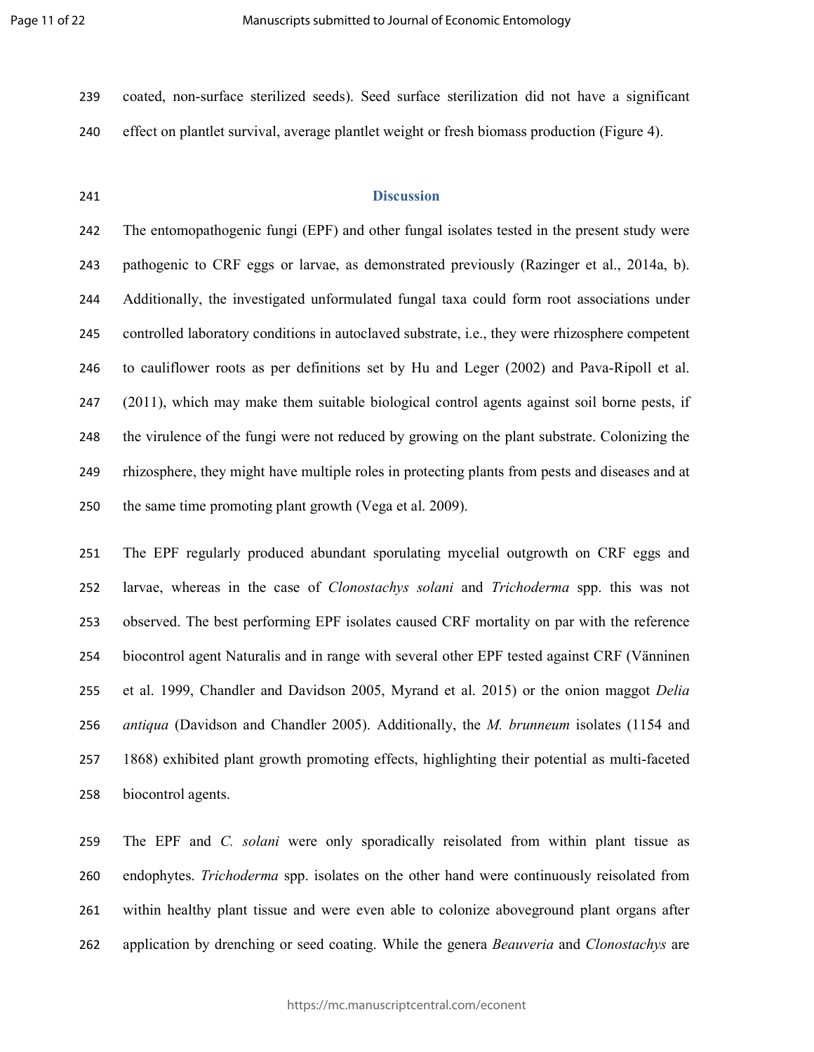coated, non-surface sterilized seeds). Seed surface sterilization did not have a significant effect on plantlet survival, average plantlet weight or fresh biomass production (Figure 4).

## Discussion

The entomopathogenic fungi (EPF) and other fungal isolates tested in the present study were pathogenic to CRF eggs or larvae, as demonstrated previously (Razinger et al., 2014a, b). Additionally, the investigated unformulated fungal taxa could form root associations under controlled laboratory conditions in autoclaved substrate, i.e., they were rhizosphere competent to cauliflower roots as per definitions set by Hu and Leger (2002) and Pava-Ripoll et al. (2011), which may make them suitable biological control agents against soil borne pests, if the virulence of the fungi were not reduced by growing on the plant substrate. Colonizing the rhizosphere, they might have multiple roles in protecting plants from pests and diseases and at the same time promoting plant growth (Vega et al. 2009).

The EPF regularly produced abundant sporulating mycelial outgrowth on CRF eggs and larvae, whereas in the case of *Clonostachys solani* and *Trichoderma* spp. this was not observed. The best performing EPF isolates caused CRF mortality on par with the reference biocontrol agent Naturalis and in range with several other EPF tested against CRF (Vänninen et al. 1999, Chandler and Davidson 2005, Myrand et al. 2015) or the onion maggot *Delia antiqua* (Davidson and Chandler 2005). Additionally, the *M. brunneum* isolates (1154 and 1868) exhibited plant growth promoting effects, highlighting their potential as multi-faceted biocontrol agents.

The EPF and *C. solani* were only sporadically reisolated from within plant tissue as endophytes. *Trichoderma* spp. isolates on the other hand were continuously reisolated from within healthy plant tissue and were even able to colonize aboveground plant organs after application by drenching or seed coating. While the genera *Beauveria* and *Clonostachys* are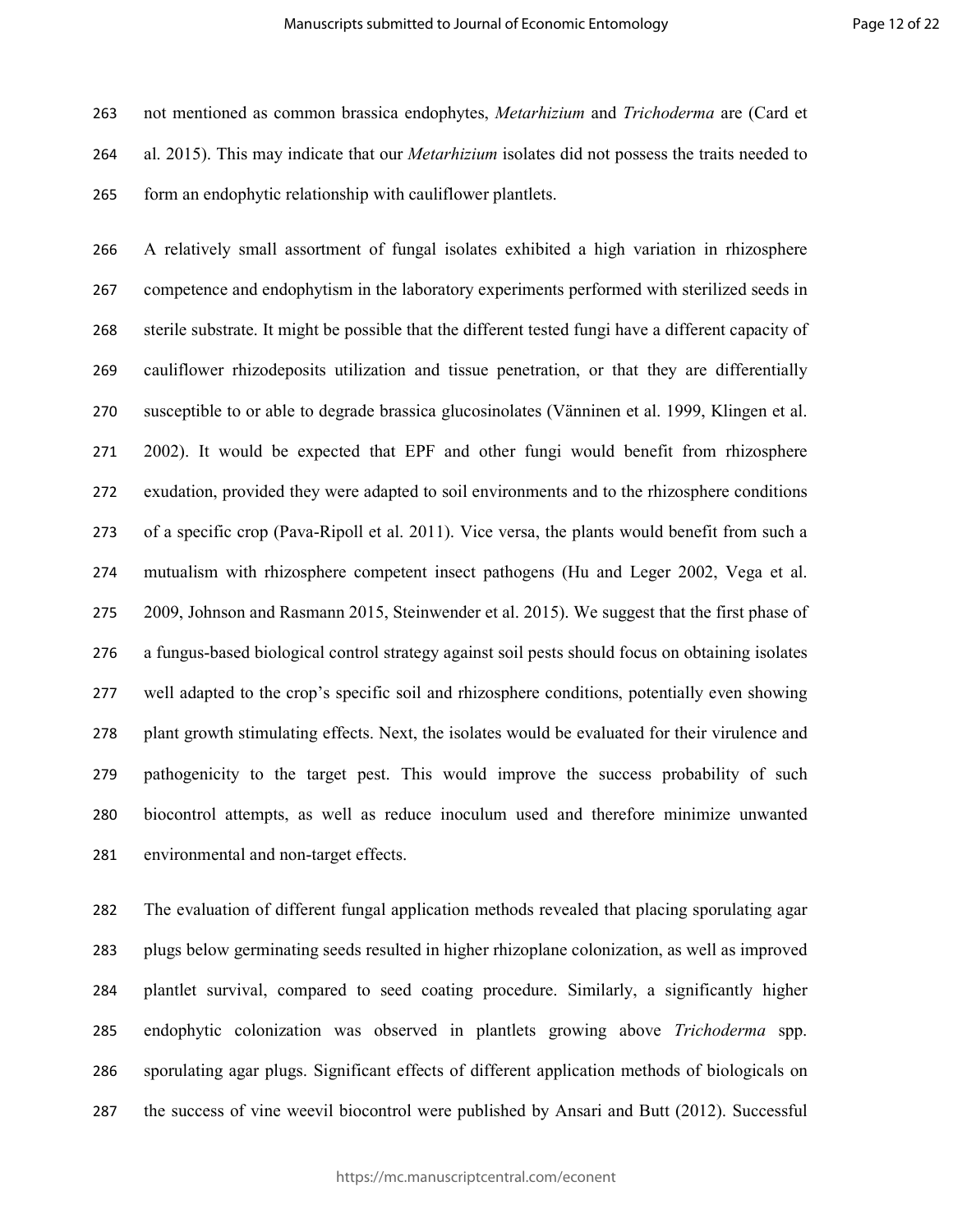not mentioned as common brassica endophytes, *Metarhizium* and *Trichoderma* are (Card et al. 2015). This may indicate that our *Metarhizium* isolates did not possess the traits needed to form an endophytic relationship with cauliflower plantlets.

A relatively small assortment of fungal isolates exhibited a high variation in rhizosphere competence and endophytism in the laboratory experiments performed with sterilized seeds in sterile substrate. It might be possible that the different tested fungi have a different capacity of cauliflower rhizodeposits utilization and tissue penetration, or that they are differentially susceptible to or able to degrade brassica glucosinolates (Vänninen et al. 1999, Klingen et al. 2002). It would be expected that EPF and other fungi would benefit from rhizosphere exudation, provided they were adapted to soil environments and to the rhizosphere conditions of a specific crop (Pava-Ripoll et al. 2011). Vice versa, the plants would benefit from such a mutualism with rhizosphere competent insect pathogens (Hu and Leger 2002, Vega et al. 2009, Johnson and Rasmann 2015, Steinwender et al. 2015). We suggest that the first phase of a fungus-based biological control strategy against soil pests should focus on obtaining isolates well adapted to the crop's specific soil and rhizosphere conditions, potentially even showing plant growth stimulating effects. Next, the isolates would be evaluated for their virulence and pathogenicity to the target pest. This would improve the success probability of such biocontrol attempts, as well as reduce inoculum used and therefore minimize unwanted environmental and non-target effects.

The evaluation of different fungal application methods revealed that placing sporulating agar plugs below germinating seeds resulted in higher rhizoplane colonization, as well as improved plantlet survival, compared to seed coating procedure. Similarly, a significantly higher endophytic colonization was observed in plantlets growing above *Trichoderma* spp. sporulating agar plugs. Significant effects of different application methods of biologicals on the success of vine weevil biocontrol were published by Ansari and Butt (2012). Successful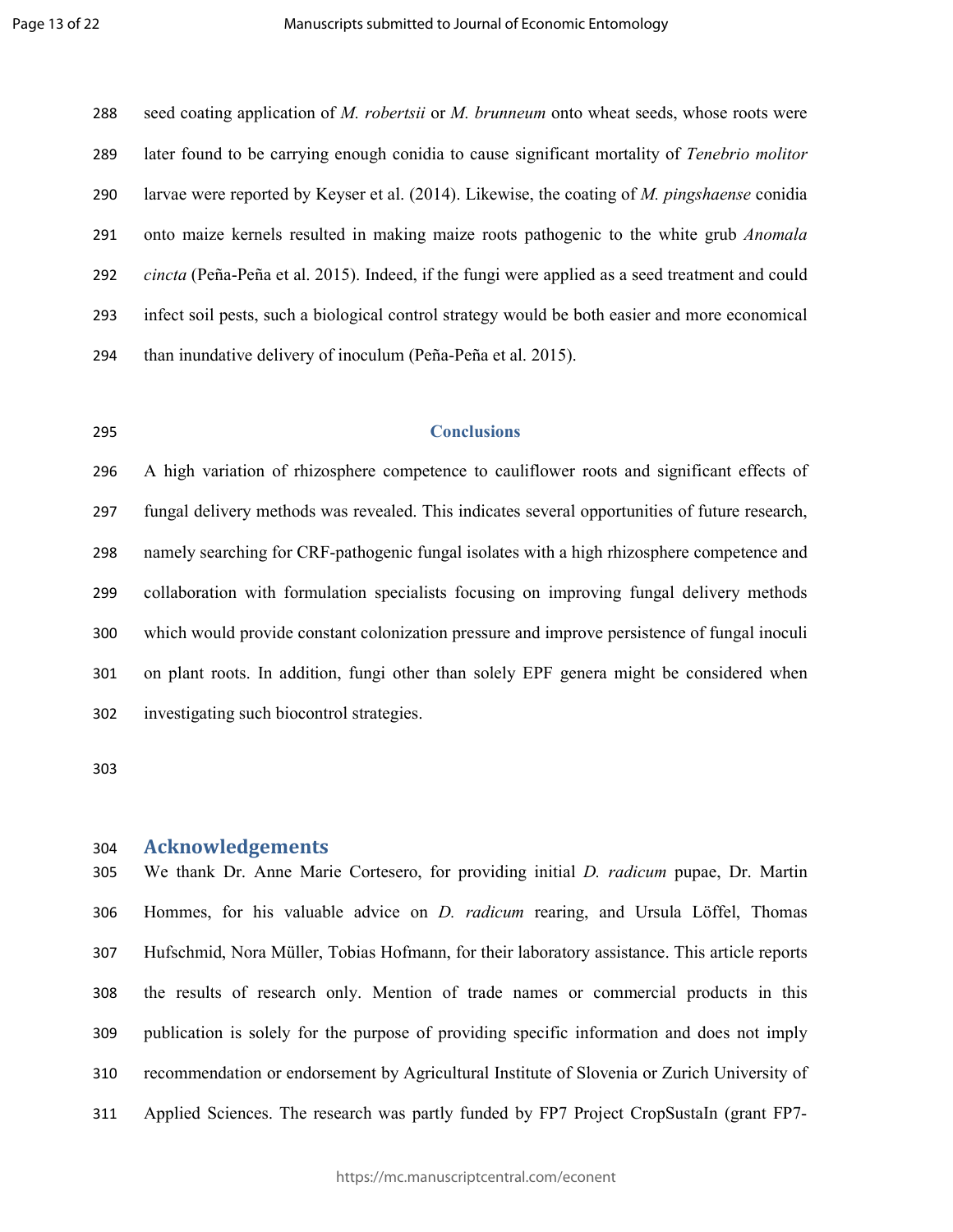seed coating application of *M. robertsii* or *M. brunneum* onto wheat seeds, whose roots were later found to be carrying enough conidia to cause significant mortality of *Tenebrio molitor* larvae were reported by Keyser et al. (2014). Likewise, the coating of *M. pingshaense* conidia onto maize kernels resulted in making maize roots pathogenic to the white grub *Anomala cincta* (Peña-Peña et al. 2015). Indeed, if the fungi were applied as a seed treatment and could infect soil pests, such a biological control strategy would be both easier and more economical than inundative delivery of inoculum (Peña-Peña et al. 2015).

## Conclusions

A high variation of rhizosphere competence to cauliflower roots and significant effects of fungal delivery methods was revealed. This indicates several opportunities of future research, namely searching for CRF-pathogenic fungal isolates with a high rhizosphere competence and collaboration with formulation specialists focusing on improving fungal delivery methods which would provide constant colonization pressure and improve persistence of fungal inoculi on plant roots. In addition, fungi other than solely EPF genera might be considered when investigating such biocontrol strategies.

## Acknowledgements

We thank Dr. Anne Marie Cortesero, for providing initial *D. radicum* pupae, Dr. Martin Hommes, for his valuable advice on *D. radicum* rearing, and Ursula Löffel, Thomas Hufschmid, Nora Müller, Tobias Hofmann, for their laboratory assistance. This article reports the results of research only. Mention of trade names or commercial products in this publication is solely for the purpose of providing specific information and does not imply recommendation or endorsement by Agricultural Institute of Slovenia or Zurich University of Applied Sciences. The research was partly funded by FP7 Project CropSustaIn (grant FP7-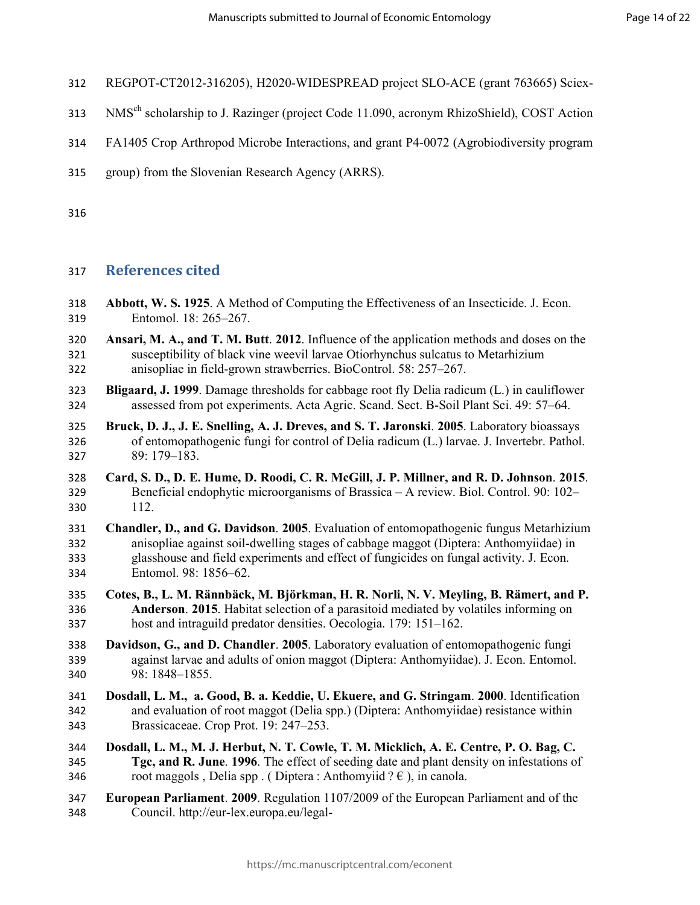REGPOT-CT2012-316205), H2020-WIDESPREAD project SLO-ACE (grant 763665) Sciex-NMS$^{ch}$ scholarship to J. Razinger (project Code 11.090, acronym RhizoShield), COST Action FA1405 Crop Arthropod Microbe Interactions, and grant P4-0072 (Agrobiodiversity program group) from the Slovenian Research Agency (ARRS).

## References cited

**Abbott, W. S. 1925**. A Method of Computing the Effectiveness of an Insecticide. J. Econ. Entomol. 18: 265–267.

**Ansari, M. A., and T. M. Butt**. **2012**. Influence of the application methods and doses on the susceptibility of black vine weevil larvae Otiorhynchus sulcatus to Metarhizium anisopliae in field-grown strawberries. BioControl. 58: 257–267.

**Bligaard, J. 1999**. Damage thresholds for cabbage root fly Delia radicum (L.) in cauliflower assessed from pot experiments. Acta Agric. Scand. Sect. B-Soil Plant Sci. 49: 57–64.

**Bruck, D. J., J. E. Snelling, A. J. Dreves, and S. T. Jaronski**. **2005**. Laboratory bioassays of entomopathogenic fungi for control of Delia radicum (L.) larvae. J. Invertebr. Pathol. 89: 179–183.

**Card, S. D., D. E. Hume, D. Roodi, C. R. McGill, J. P. Millner, and R. D. Johnson**. **2015**. Beneficial endophytic microorganisms of Brassica – A review. Biol. Control. 90: 102–112.

**Chandler, D., and G. Davidson**. **2005**. Evaluation of entomopathogenic fungus Metarhizium anisopliae against soil-dwelling stages of cabbage maggot (Diptera: Anthomyiidae) in glasshouse and field experiments and effect of fungicides on fungal activity. J. Econ. Entomol. 98: 1856–62.

**Cotes, B., L. M. Rännbäck, M. Björkman, H. R. Norli, N. V. Meyling, B. Rämert, and P. Anderson**. **2015**. Habitat selection of a parasitoid mediated by volatiles informing on host and intraguild predator densities. Oecologia. 179: 151–162.

**Davidson, G., and D. Chandler**. **2005**. Laboratory evaluation of entomopathogenic fungi against larvae and adults of onion maggot (Diptera: Anthomyiidae). J. Econ. Entomol. 98: 1848–1855.

**Dosdall, L. M., a. Good, B. a. Keddie, U. Ekuere, and G. Stringam**. **2000**. Identification and evaluation of root maggot (Delia spp.) (Diptera: Anthomyiidae) resistance within Brassicaceae. Crop Prot. 19: 247–253.

**Dosdall, L. M., M. J. Herbut, N. T. Cowle, T. M. Micklich, A. E. Centre, P. O. Bag, C. Tgc, and R. June**. **1996**. The effect of seeding date and plant density on infestations of root maggols , Delia spp . ( Diptera : Anthomyiid ? € ), in canola.

**European Parliament**. **2009**. Regulation 1107/2009 of the European Parliament and of the Council. http://eur-lex.europa.eu/legal-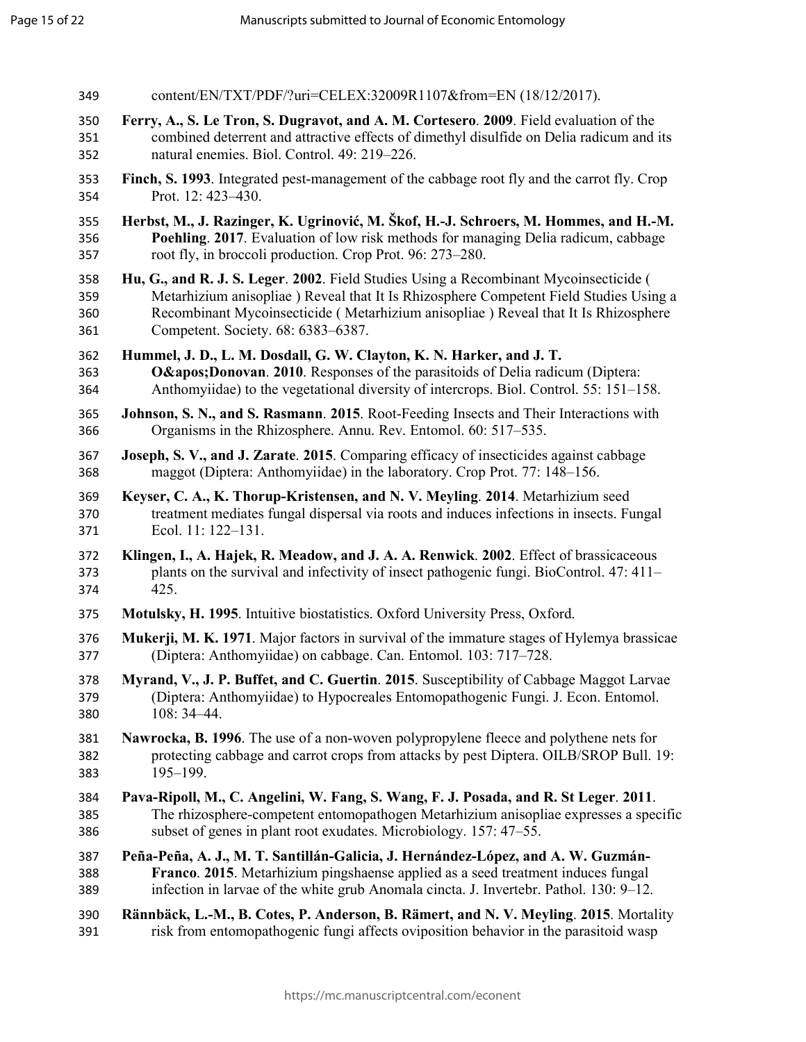content/EN/TXT/PDF/?uri=CELEX:32009R1107&from=EN (18/12/2017).

**Ferry, A., S. Le Tron, S. Dugravot, and A. M. Cortesero**. **2009**. Field evaluation of the combined deterrent and attractive effects of dimethyl disulfide on Delia radicum and its natural enemies. Biol. Control. 49: 219–226.

**Finch, S. 1993**. Integrated pest-management of the cabbage root fly and the carrot fly. Crop Prot. 12: 423–430.

**Herbst, M., J. Razinger, K. Ugrinović, M. Škof, H.-J. Schroers, M. Hommes, and H.-M. Poehling**. **2017**. Evaluation of low risk methods for managing Delia radicum, cabbage root fly, in broccoli production. Crop Prot. 96: 273–280.

**Hu, G., and R. J. S. Leger**. **2002**. Field Studies Using a Recombinant Mycoinsecticide ( Metarhizium anisopliae ) Reveal that It Is Rhizosphere Competent Field Studies Using a Recombinant Mycoinsecticide ( Metarhizium anisopliae ) Reveal that It Is Rhizosphere Competent. Society. 68: 6383–6387.

**Hummel, J. D., L. M. Dosdall, G. W. Clayton, K. N. Harker, and J. T. O&apos;Donovan**. **2010**. Responses of the parasitoids of Delia radicum (Diptera: Anthomyiidae) to the vegetational diversity of intercrops. Biol. Control. 55: 151–158.

**Johnson, S. N., and S. Rasmann**. **2015**. Root-Feeding Insects and Their Interactions with Organisms in the Rhizosphere. Annu. Rev. Entomol. 60: 517–535.

**Joseph, S. V., and J. Zarate**. **2015**. Comparing efficacy of insecticides against cabbage maggot (Diptera: Anthomyiidae) in the laboratory. Crop Prot. 77: 148–156.

**Keyser, C. A., K. Thorup-Kristensen, and N. V. Meyling**. **2014**. Metarhizium seed treatment mediates fungal dispersal via roots and induces infections in insects. Fungal Ecol. 11: 122–131.

**Klingen, I., A. Hajek, R. Meadow, and J. A. A. Renwick**. **2002**. Effect of brassicaceous plants on the survival and infectivity of insect pathogenic fungi. BioControl. 47: 411–425.

**Motulsky, H. 1995**. Intuitive biostatistics. Oxford University Press, Oxford.

**Mukerji, M. K. 1971**. Major factors in survival of the immature stages of Hylemya brassicae (Diptera: Anthomyiidae) on cabbage. Can. Entomol. 103: 717–728.

**Myrand, V., J. P. Buffet, and C. Guertin**. **2015**. Susceptibility of Cabbage Maggot Larvae (Diptera: Anthomyiidae) to Hypocreales Entomopathogenic Fungi. J. Econ. Entomol. 108: 34–44.

**Nawrocka, B. 1996**. The use of a non-woven polypropylene fleece and polythene nets for protecting cabbage and carrot crops from attacks by pest Diptera. OILB/SROP Bull. 19: 195–199.

**Pava-Ripoll, M., C. Angelini, W. Fang, S. Wang, F. J. Posada, and R. St Leger**. **2011**. The rhizosphere-competent entomopathogen Metarhizium anisopliae expresses a specific subset of genes in plant root exudates. Microbiology. 157: 47–55.

**Peña-Peña, A. J., M. T. Santillán-Galicia, J. Hernández-López, and A. W. Guzmán-Franco**. **2015**. Metarhizium pingshaense applied as a seed treatment induces fungal infection in larvae of the white grub Anomala cincta. J. Invertebr. Pathol. 130: 9–12.

**Rännbäck, L.-M., B. Cotes, P. Anderson, B. Rämert, and N. V. Meyling**. **2015**. Mortality risk from entomopathogenic fungi affects oviposition behavior in the parasitoid wasp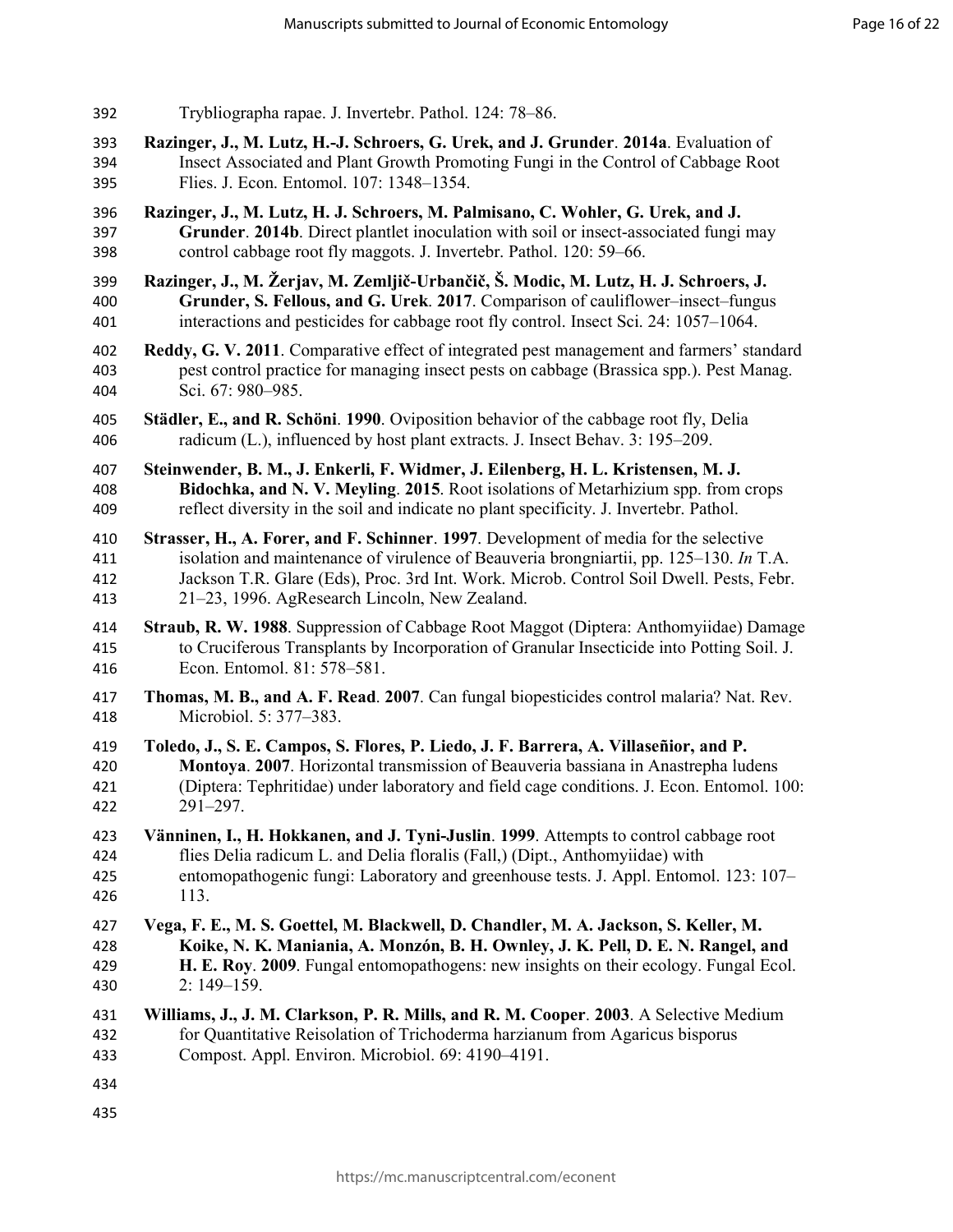Trybliographa rapae. J. Invertebr. Pathol. 124: 78–86.

**Razinger, J., M. Lutz, H.-J. Schroers, G. Urek, and J. Grunder**. **2014a**. Evaluation of Insect Associated and Plant Growth Promoting Fungi in the Control of Cabbage Root Flies. J. Econ. Entomol. 107: 1348–1354.

**Razinger, J., M. Lutz, H. J. Schroers, M. Palmisano, C. Wohler, G. Urek, and J. Grunder**. **2014b**. Direct plantlet inoculation with soil or insect-associated fungi may control cabbage root fly maggots. J. Invertebr. Pathol. 120: 59–66.

**Razinger, J., M. Žerjav, M. Zemljič-Urbančič, Š. Modic, M. Lutz, H. J. Schroers, J. Grunder, S. Fellous, and G. Urek**. **2017**. Comparison of cauliflower–insect–fungus interactions and pesticides for cabbage root fly control. Insect Sci. 24: 1057–1064.

**Reddy, G. V. 2011**. Comparative effect of integrated pest management and farmers' standard pest control practice for managing insect pests on cabbage (Brassica spp.). Pest Manag. Sci. 67: 980–985.

**Städler, E., and R. Schöni**. **1990**. Oviposition behavior of the cabbage root fly, Delia radicum (L.), influenced by host plant extracts. J. Insect Behav. 3: 195–209.

**Steinwender, B. M., J. Enkerli, F. Widmer, J. Eilenberg, H. L. Kristensen, M. J. Bidochka, and N. V. Meyling**. **2015**. Root isolations of Metarhizium spp. from crops reflect diversity in the soil and indicate no plant specificity. J. Invertebr. Pathol.

**Strasser, H., A. Forer, and F. Schinner**. **1997**. Development of media for the selective isolation and maintenance of virulence of Beauveria brongniartii, pp. 125–130. *In* T.A. Jackson T.R. Glare (Eds), Proc. 3rd Int. Work. Microb. Control Soil Dwell. Pests, Febr. 21–23, 1996. AgResearch Lincoln, New Zealand.

**Straub, R. W. 1988**. Suppression of Cabbage Root Maggot (Diptera: Anthomyiidae) Damage to Cruciferous Transplants by Incorporation of Granular Insecticide into Potting Soil. J. Econ. Entomol. 81: 578–581.

**Thomas, M. B., and A. F. Read**. **2007**. Can fungal biopesticides control malaria? Nat. Rev. Microbiol. 5: 377–383.

**Toledo, J., S. E. Campos, S. Flores, P. Liedo, J. F. Barrera, A. Villaseñior, and P. Montoya**. **2007**. Horizontal transmission of Beauveria bassiana in Anastrepha ludens (Diptera: Tephritidae) under laboratory and field cage conditions. J. Econ. Entomol. 100: 291–297.

**Vänninen, I., H. Hokkanen, and J. Tyni-Juslin**. **1999**. Attempts to control cabbage root flies Delia radicum L. and Delia floralis (Fall,) (Dipt., Anthomyiidae) with entomopathogenic fungi: Laboratory and greenhouse tests. J. Appl. Entomol. 123: 107–113.

**Vega, F. E., M. S. Goettel, M. Blackwell, D. Chandler, M. A. Jackson, S. Keller, M. Koike, N. K. Maniania, A. Monzón, B. H. Ownley, J. K. Pell, D. E. N. Rangel, and H. E. Roy**. **2009**. Fungal entomopathogens: new insights on their ecology. Fungal Ecol. 2: 149–159.

**Williams, J., J. M. Clarkson, P. R. Mills, and R. M. Cooper**. **2003**. A Selective Medium for Quantitative Reisolation of Trichoderma harzianum from Agaricus bisporus Compost. Appl. Environ. Microbiol. 69: 4190–4191.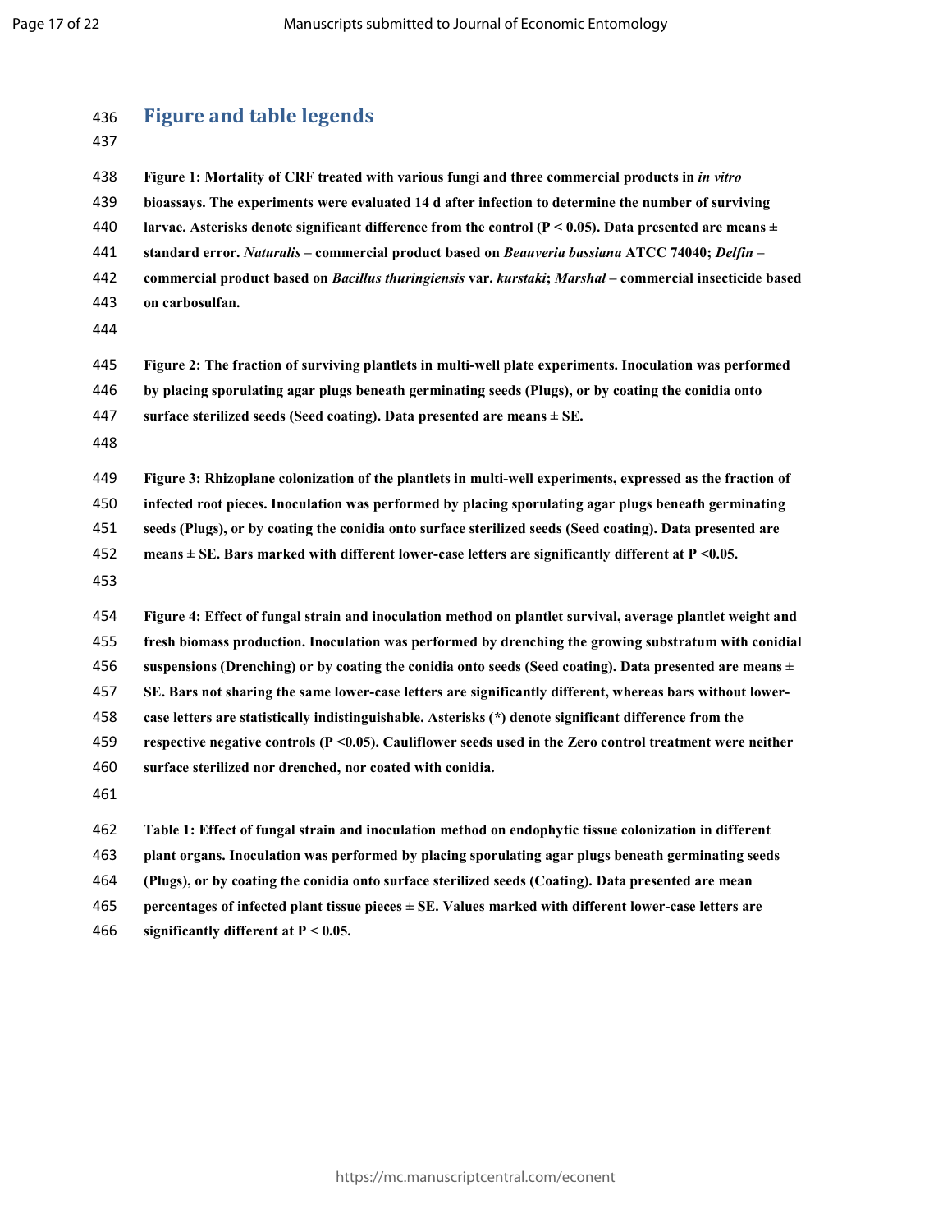## Figure and table legends

**Figure 1: Mortality of CRF treated with various fungi and three commercial products in *in vitro* bioassays. The experiments were evaluated 14 d after infection to determine the number of surviving larvae. Asterisks denote significant difference from the control ($P < 0.05$). Data presented are means ± standard error. *Naturalis* – commercial product based on *Beauveria bassiana* ATCC 74040; *Delfin* – commercial product based on *Bacillus thuringiensis* var. *kurstaki*; *Marshal* – commercial insecticide based on carbosulfan.**

**Figure 2: The fraction of surviving plantlets in multi-well plate experiments. Inoculation was performed by placing sporulating agar plugs beneath germinating seeds (Plugs), or by coating the conidia onto surface sterilized seeds (Seed coating). Data presented are means ± SE.**

**Figure 3: Rhizoplane colonization of the plantlets in multi-well experiments, expressed as the fraction of infected root pieces. Inoculation was performed by placing sporulating agar plugs beneath germinating seeds (Plugs), or by coating the conidia onto surface sterilized seeds (Seed coating). Data presented are means ± SE. Bars marked with different lower-case letters are significantly different at $P < 0.05$.**

**Figure 4: Effect of fungal strain and inoculation method on plantlet survival, average plantlet weight and fresh biomass production. Inoculation was performed by drenching the growing substratum with conidial suspensions (Drenching) or by coating the conidia onto seeds (Seed coating). Data presented are means ± SE. Bars not sharing the same lower-case letters are significantly different, whereas bars without lower-case letters are statistically indistinguishable. Asterisks (*) denote significant difference from the respective negative controls ($P < 0.05$). Cauliflower seeds used in the Zero control treatment were neither surface sterilized nor drenched, nor coated with conidia.**

**Table 1: Effect of fungal strain and inoculation method on endophytic tissue colonization in different plant organs. Inoculation was performed by placing sporulating agar plugs beneath germinating seeds (Plugs), or by coating the conidia onto surface sterilized seeds (Coating). Data presented are mean percentages of infected plant tissue pieces ± SE. Values marked with different lower-case letters are significantly different at $P < 0.05$.**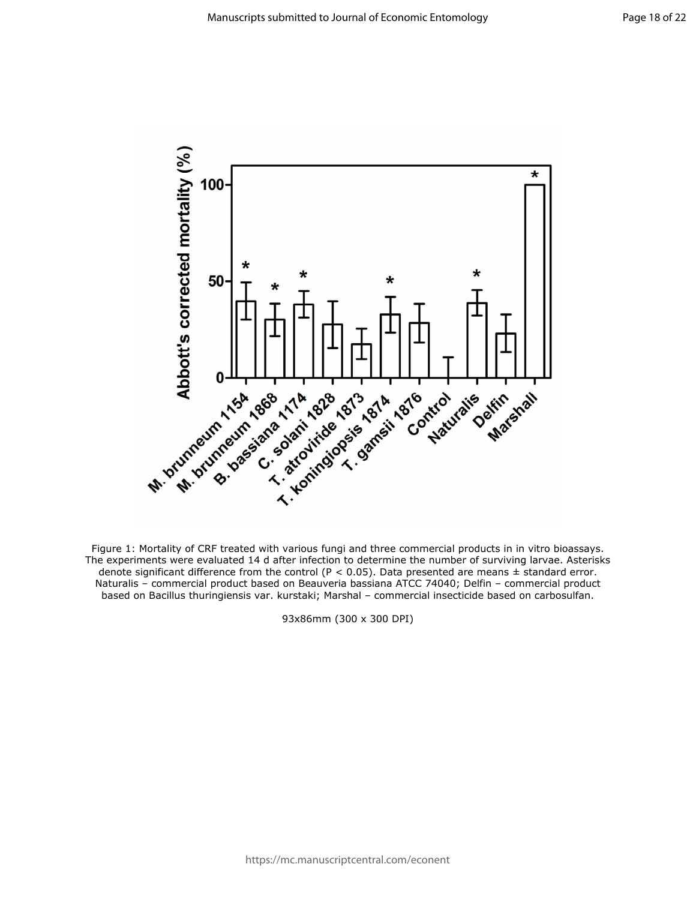Figure 1: Mortality of CRF treated with various fungi and three commercial products in in vitro bioassays. The experiments were evaluated 14 d after infection to determine the number of surviving larvae. Asterisks denote significant difference from the control ($P < 0.05$). Data presented are means ± standard error. Naturalis – commercial product based on Beauveria bassiana ATCC 74040; Delfin – commercial product based on Bacillus thuringiensis var. kurstaki; Marshal – commercial insecticide based on carbosulfan.

93x86mm (300 x 300 DPI)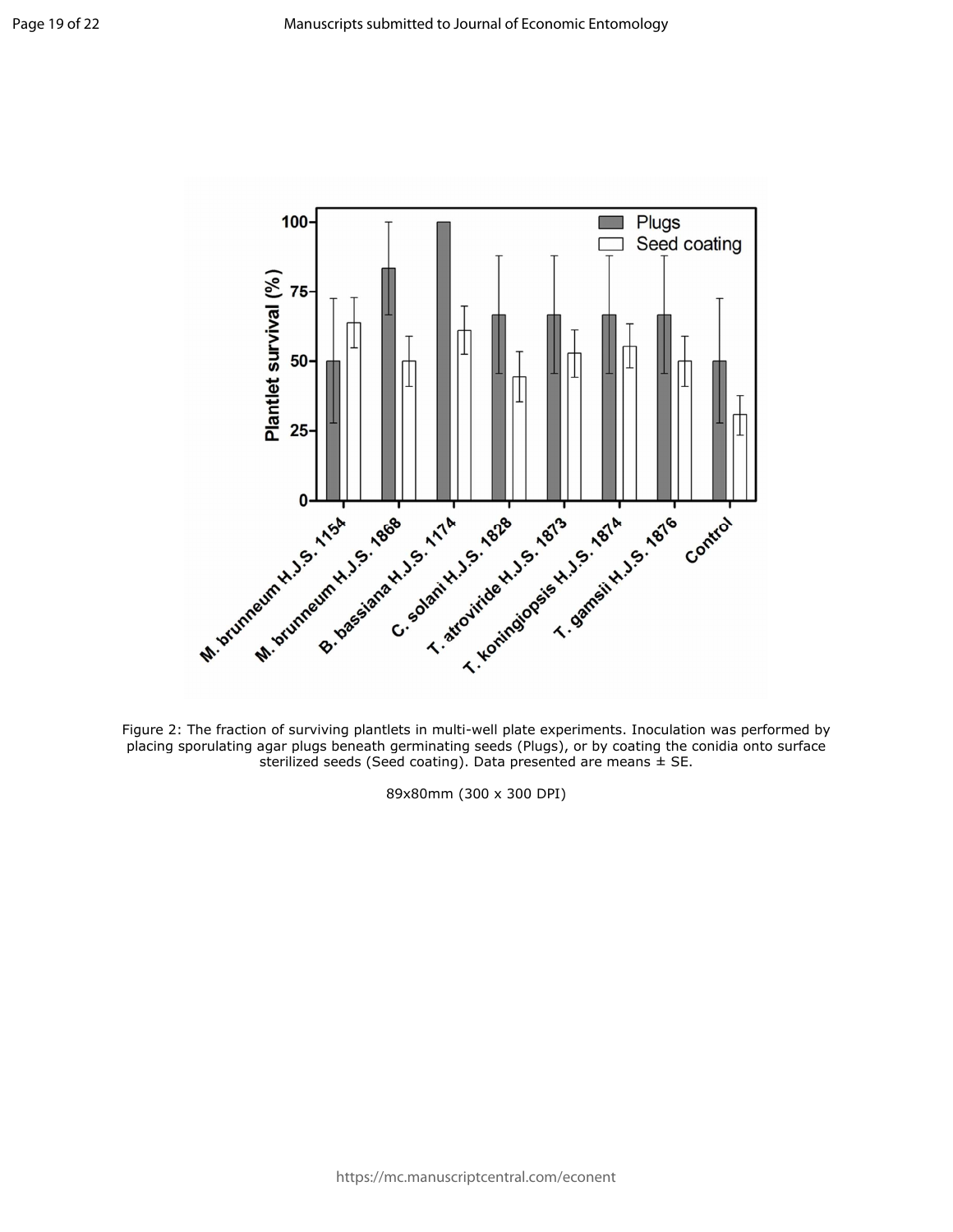Figure 2: The fraction of surviving plantlets in multi-well plate experiments. Inoculation was performed by placing sporulating agar plugs beneath germinating seeds (Plugs), or by coating the conidia onto surface sterilized seeds (Seed coating). Data presented are means ± SE.

89x80mm (300 x 300 DPI)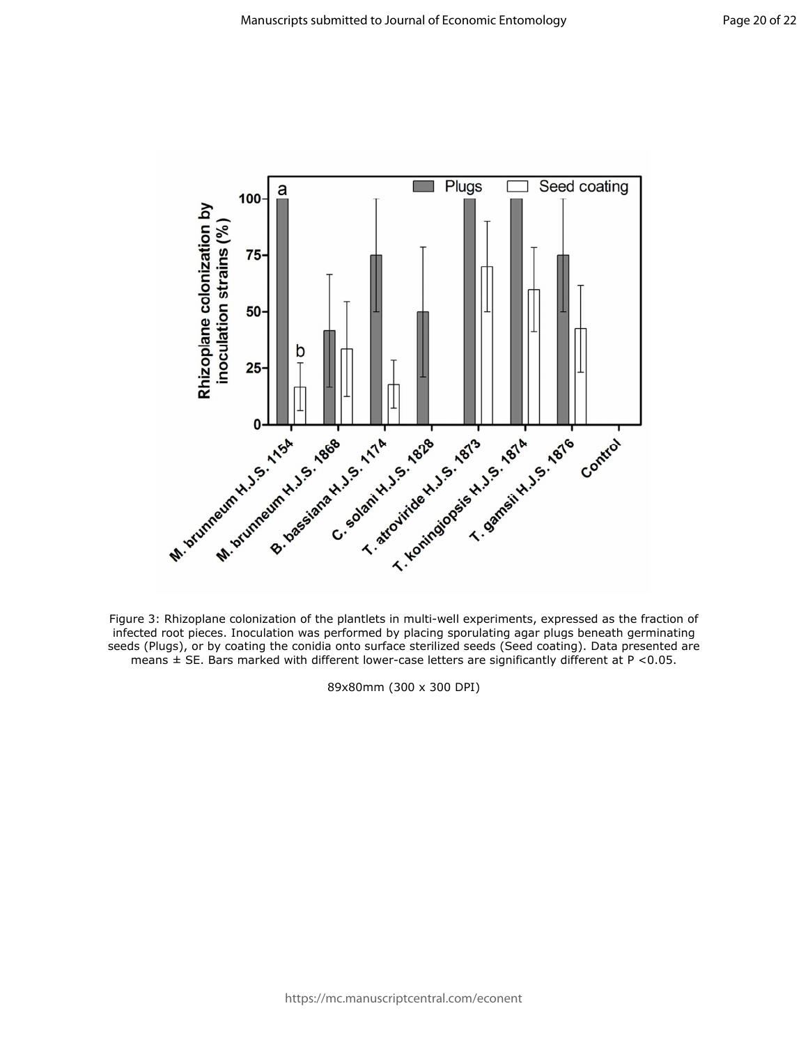Figure 3: Rhizoplane colonization of the plantlets in multi-well experiments, expressed as the fraction of infected root pieces. Inoculation was performed by placing sporulating agar plugs beneath germinating seeds (Plugs), or by coating the conidia onto surface sterilized seeds (Seed coating). Data presented are means ± SE. Bars marked with different lower-case letters are significantly different at P <0.05.

89x80mm (300 x 300 DPI)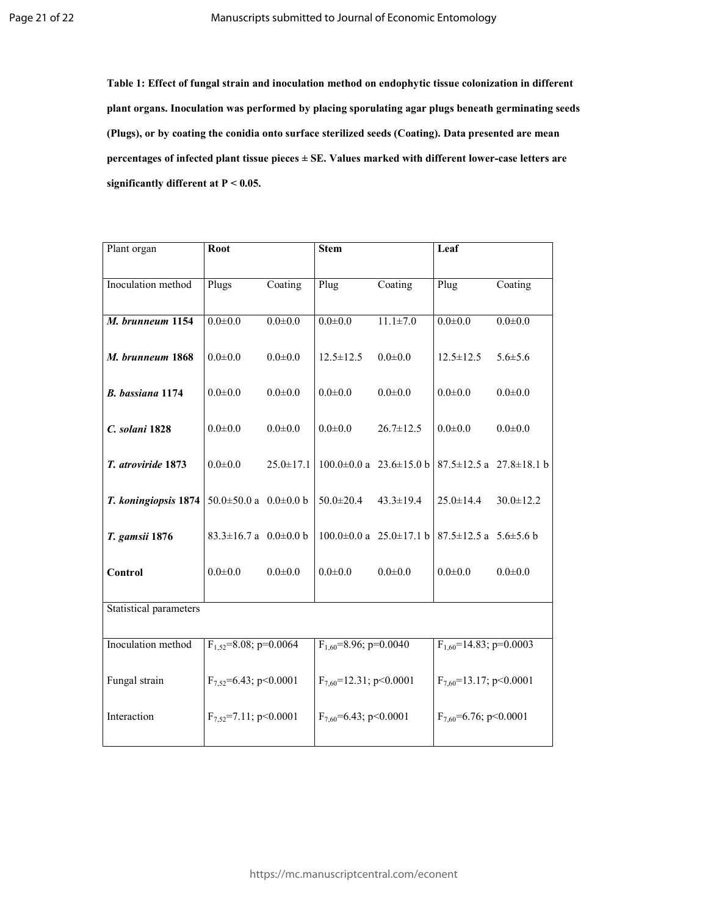**Table 1: Effect of fungal strain and inoculation method on endophytic tissue colonization in different plant organs. Inoculation was performed by placing sporulating agar plugs beneath germinating seeds (Plugs), or by coating the conidia onto surface sterilized seeds (Coating). Data presented are mean percentages of infected plant tissue pieces ± SE. Values marked with different lower-case letters are significantly different at P < 0.05.**

| Plant organ | **Root** | | **Stem** | | **Leaf** | |
|---|---|---|---|---|---|---|
| Inoculation method | Plugs | Coating | Plug | Coating | Plug | Coating |
| ***M. brunneum* 1154** | 0.0±0.0 | 0.0±0.0 | 0.0±0.0 | 11.1±7.0 | 0.0±0.0 | 0.0±0.0 |
| ***M. brunneum* 1868** | 0.0±0.0 | 0.0±0.0 | 12.5±12.5 | 0.0±0.0 | 12.5±12.5 | 5.6±5.6 |
| ***B. bassiana* 1174** | 0.0±0.0 | 0.0±0.0 | 0.0±0.0 | 0.0±0.0 | 0.0±0.0 | 0.0±0.0 |
| ***C. solani* 1828** | 0.0±0.0 | 0.0±0.0 | 0.0±0.0 | 26.7±12.5 | 0.0±0.0 | 0.0±0.0 |
| ***T. atroviride* 1873** | 0.0±0.0 | 25.0±17.1 | 100.0±0.0 a | 23.6±15.0 b | 87.5±12.5 a | 27.8±18.1 b |
| ***T. koningiopsis* 1874** | 50.0±50.0 a | 0.0±0.0 b | 50.0±20.4 | 43.3±19.4 | 25.0±14.4 | 30.0±12.2 |
| ***T. gamsii* 1876** | 83.3±16.7 a | 0.0±0.0 b | 100.0±0.0 a | 25.0±17.1 b | 87.5±12.5 a | 5.6±5.6 b |
| **Control** | 0.0±0.0 | 0.0±0.0 | 0.0±0.0 | 0.0±0.0 | 0.0±0.0 | 0.0±0.0 |
| Statistical parameters | | | | | | |
| Inoculation method | $F_{1,52}$=8.08; p=0.0064 | | $F_{1,60}$=8.96; p=0.0040 | | $F_{1,60}$=14.83; p=0.0003 | |
| Fungal strain | $F_{7,52}$=6.43; p<0.0001 | | $F_{7,60}$=12.31; p<0.0001 | | $F_{7,60}$=13.17; p<0.0001 | |
| Interaction | $F_{7,52}$=7.11; p<0.0001 | | $F_{7,60}$=6.43; p<0.0001 | | $F_{7,60}$=6.76; p<0.0001 | |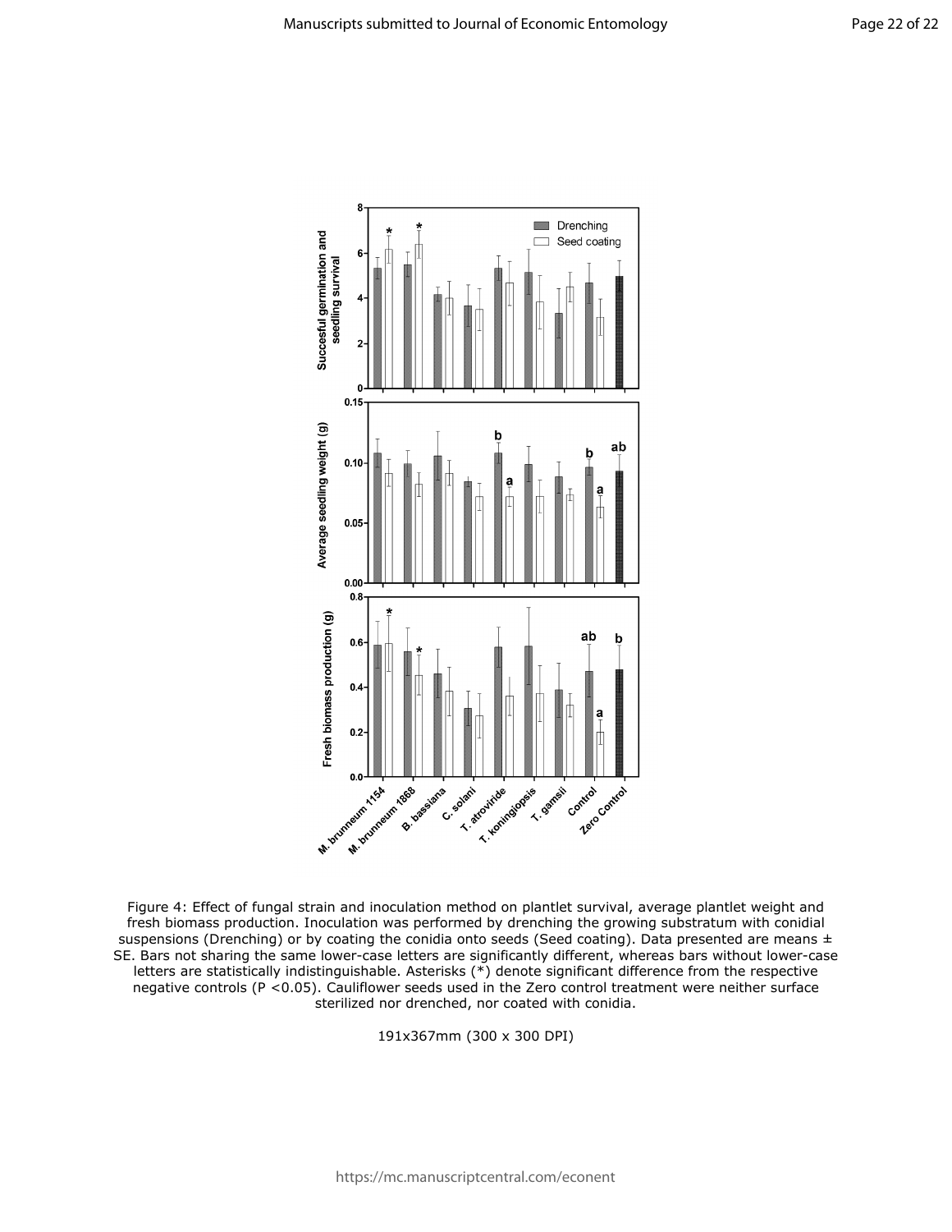8
6
4
2
0
Succesful germination and seedling survival
Drenching
Seed coating
*
*

0.15
0.10
0.05
0.00
Average seedling weight (g)
b
ab
b
a
a

0.8
0.6
0.4
0.2
0.0
Fresh biomass production (g)
*
*
ab
b
a

M. brunneum 1154
M. brunneum 1868
B. bassiana
C. solani
T. atroviride
T. koningiopsis
T. gamsii
Control
Zero Control

Figure 4: Effect of fungal strain and inoculation method on plantlet survival, average plantlet weight and fresh biomass production. Inoculation was performed by drenching the growing substratum with conidial suspensions (Drenching) or by coating the conidia onto seeds (Seed coating). Data presented are means ± SE. Bars not sharing the same lower-case letters are significantly different, whereas bars without lower-case letters are statistically indistinguishable. Asterisks (*) denote significant difference from the respective negative controls (P <0.05). Cauliflower seeds used in the Zero control treatment were neither surface sterilized nor drenched, nor coated with conidia.

191x367mm (300 x 300 DPI)